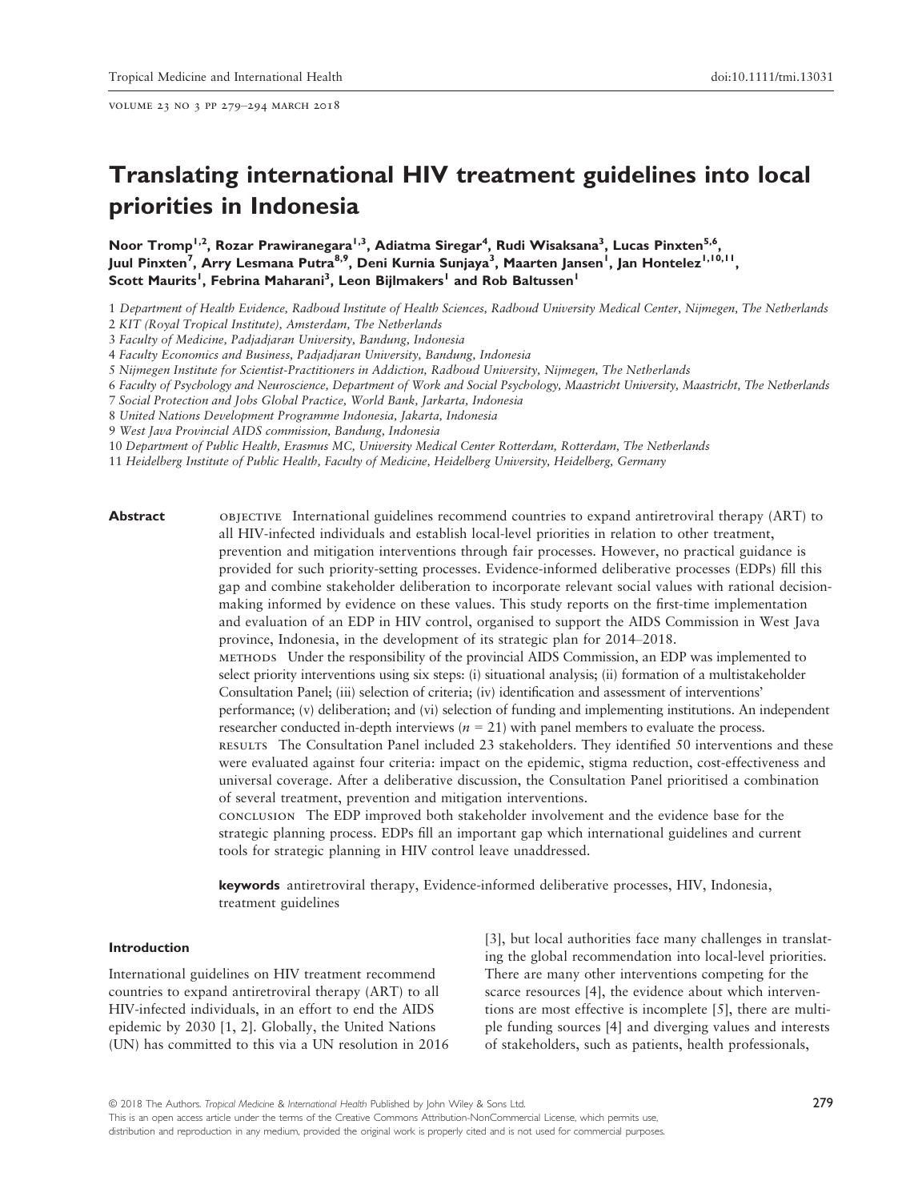# Translating international HIV treatment guidelines into local priorities in Indonesia

**Noor Tromp[1,2], Rozar Prawiranegara[1,3], Adiatma Siregar[4], Rudi Wisaksana[3], Lucas Pinxten[5,6], Juul Pinxten[7], Arry Lesmana Putra[8,9], Deni Kurnia Sunjaya[3], Maarten Jansen[1], Jan Hontelez[1,10,11], Scott Maurits[1], Febrina Maharani[3], Leon Bijlmakers[1] and Rob Baltussen[1]**

1 *Department of Health Evidence, Radboud Institute of Health Sciences, Radboud University Medical Center, Nijmegen, The Netherlands*
2 *KIT (Royal Tropical Institute), Amsterdam, The Netherlands*
3 *Faculty of Medicine, Padjadjaran University, Bandung, Indonesia*
4 *Faculty Economics and Business, Padjadjaran University, Bandung, Indonesia*
5 *Nijmegen Institute for Scientist-Practitioners in Addiction, Radboud University, Nijmegen, The Netherlands*
6 *Faculty of Psychology and Neuroscience, Department of Work and Social Psychology, Maastricht University, Maastricht, The Netherlands*
7 *Social Protection and Jobs Global Practice, World Bank, Jarkarta, Indonesia*
8 *United Nations Development Programme Indonesia, Jakarta, Indonesia*
9 *West Java Provincial AIDS commission, Bandung, Indonesia*
10 *Department of Public Health, Erasmus MC, University Medical Center Rotterdam, Rotterdam, The Netherlands*
11 *Heidelberg Institute of Public Health, Faculty of Medicine, Heidelberg University, Heidelberg, Germany*

**Abstract**

OBJECTIVE International guidelines recommend countries to expand antiretroviral therapy (ART) to all HIV-infected individuals and establish local-level priorities in relation to other treatment, prevention and mitigation interventions through fair processes. However, no practical guidance is provided for such priority-setting processes. Evidence-informed deliberative processes (EDPs) fill this gap and combine stakeholder deliberation to incorporate relevant social values with rational decision-making informed by evidence on these values. This study reports on the first-time implementation and evaluation of an EDP in HIV control, organised to support the AIDS Commission in West Java province, Indonesia, in the development of its strategic plan for 2014–2018.

METHODS Under the responsibility of the provincial AIDS Commission, an EDP was implemented to select priority interventions using six steps: (i) situational analysis; (ii) formation of a multistakeholder Consultation Panel; (iii) selection of criteria; (iv) identification and assessment of interventions' performance; (v) deliberation; and (vi) selection of funding and implementing institutions. An independent researcher conducted in-depth interviews ($n = 21$) with panel members to evaluate the process.

RESULTS The Consultation Panel included 23 stakeholders. They identified 50 interventions and these were evaluated against four criteria: impact on the epidemic, stigma reduction, cost-effectiveness and universal coverage. After a deliberative discussion, the Consultation Panel prioritised a combination of several treatment, prevention and mitigation interventions.

CONCLUSION The EDP improved both stakeholder involvement and the evidence base for the strategic planning process. EDPs fill an important gap which international guidelines and current tools for strategic planning in HIV control leave unaddressed.

**keywords** antiretroviral therapy, Evidence-informed deliberative processes, HIV, Indonesia, treatment guidelines

## Introduction

International guidelines on HIV treatment recommend countries to expand antiretroviral therapy (ART) to all HIV-infected individuals, in an effort to end the AIDS epidemic by 2030 [1, 2]. Globally, the United Nations (UN) has committed to this via a UN resolution in 2016 [3], but local authorities face many challenges in translating the global recommendation into local-level priorities. There are many other interventions competing for the scarce resources [4], the evidence about which interventions are most effective is incomplete [5], there are multiple funding sources [4] and diverging values and interests of stakeholders, such as patients, health professionals,

© 2018 The Authors. *Tropical Medicine & International Health* Published by John Wiley & Sons Ltd.
This is an open access article under the terms of the Creative Commons Attribution-NonCommercial License, which permits use, distribution and reproduction in any medium, provided the original work is properly cited and is not used for commercial purposes.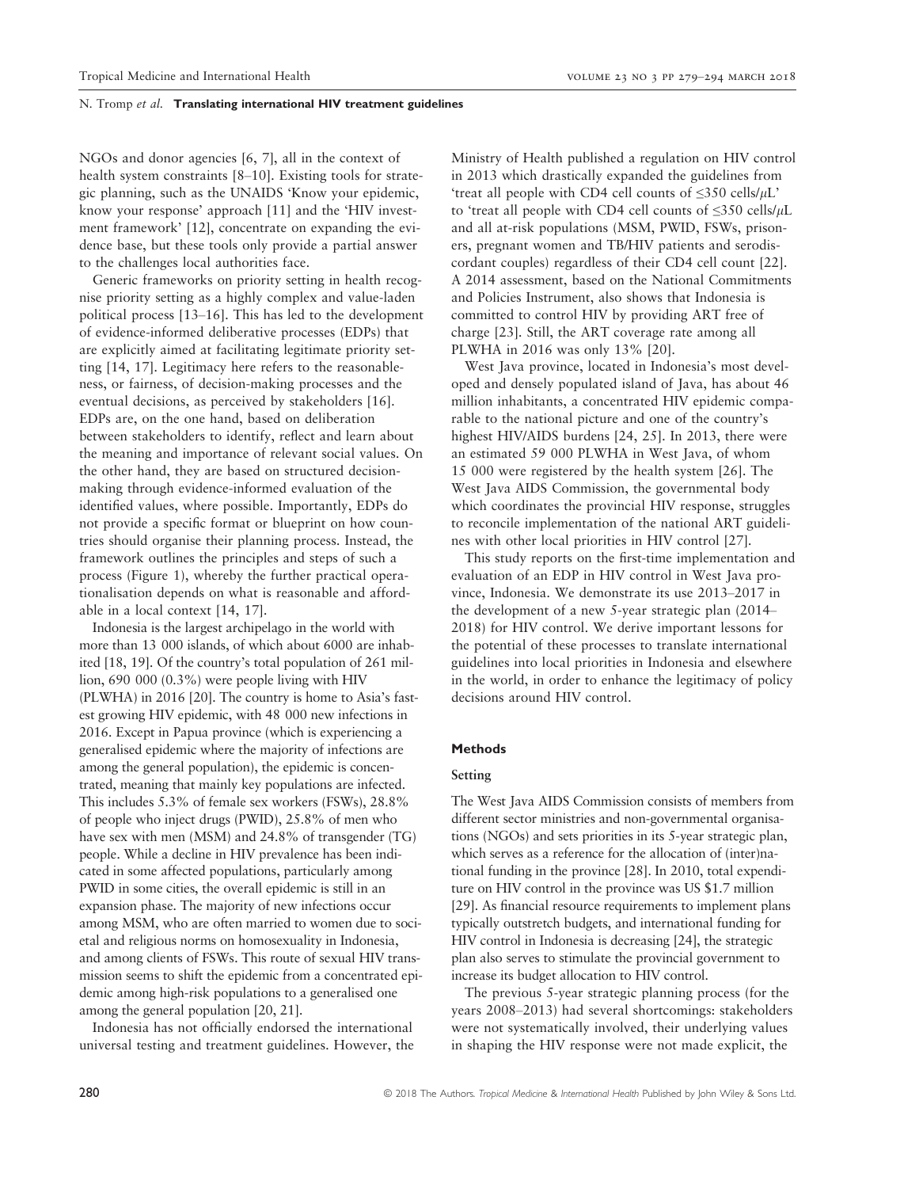NGOs and donor agencies [6, 7], all in the context of health system constraints [8–10]. Existing tools for strategic planning, such as the UNAIDS 'Know your epidemic, know your response' approach [11] and the 'HIV investment framework' [12], concentrate on expanding the evidence base, but these tools only provide a partial answer to the challenges local authorities face.

Generic frameworks on priority setting in health recognise priority setting as a highly complex and value-laden political process [13–16]. This has led to the development of evidence-informed deliberative processes (EDPs) that are explicitly aimed at facilitating legitimate priority setting [14, 17]. Legitimacy here refers to the reasonableness, or fairness, of decision-making processes and the eventual decisions, as perceived by stakeholders [16]. EDPs are, on the one hand, based on deliberation between stakeholders to identify, reflect and learn about the meaning and importance of relevant social values. On the other hand, they are based on structured decision-making through evidence-informed evaluation of the identified values, where possible. Importantly, EDPs do not provide a specific format or blueprint on how countries should organise their planning process. Instead, the framework outlines the principles and steps of such a process (Figure 1), whereby the further practical operationalisation depends on what is reasonable and affordable in a local context [14, 17].

Indonesia is the largest archipelago in the world with more than 13 000 islands, of which about 6000 are inhabited [18, 19]. Of the country's total population of 261 million, 690 000 (0.3%) were people living with HIV (PLWHA) in 2016 [20]. The country is home to Asia's fastest growing HIV epidemic, with 48 000 new infections in 2016. Except in Papua province (which is experiencing a generalised epidemic where the majority of infections are among the general population), the epidemic is concentrated, meaning that mainly key populations are infected. This includes 5.3% of female sex workers (FSWs), 28.8% of people who inject drugs (PWID), 25.8% of men who have sex with men (MSM) and 24.8% of transgender (TG) people. While a decline in HIV prevalence has been indicated in some affected populations, particularly among PWID in some cities, the overall epidemic is still in an expansion phase. The majority of new infections occur among MSM, who are often married to women due to societal and religious norms on homosexuality in Indonesia, and among clients of FSWs. This route of sexual HIV transmission seems to shift the epidemic from a concentrated epidemic among high-risk populations to a generalised one among the general population [20, 21].

Indonesia has not officially endorsed the international universal testing and treatment guidelines. However, the Ministry of Health published a regulation on HIV control in 2013 which drastically expanded the guidelines from 'treat all people with CD4 cell counts of ≤350 cells/μL' to 'treat all people with CD4 cell counts of ≤350 cells/μL and all at-risk populations (MSM, PWID, FSWs, prisoners, pregnant women and TB/HIV patients and serodiscordant couples) regardless of their CD4 cell count [22]. A 2014 assessment, based on the National Commitments and Policies Instrument, also shows that Indonesia is committed to control HIV by providing ART free of charge [23]. Still, the ART coverage rate among all PLWHA in 2016 was only 13% [20].

West Java province, located in Indonesia's most developed and densely populated island of Java, has about 46 million inhabitants, a concentrated HIV epidemic comparable to the national picture and one of the country's highest HIV/AIDS burdens [24, 25]. In 2013, there were an estimated 59 000 PLWHA in West Java, of whom 15 000 were registered by the health system [26]. The West Java AIDS Commission, the governmental body which coordinates the provincial HIV response, struggles to reconcile implementation of the national ART guidelines with other local priorities in HIV control [27].

This study reports on the first-time implementation and evaluation of an EDP in HIV control in West Java province, Indonesia. We demonstrate its use 2013–2017 in the development of a new 5-year strategic plan (2014–2018) for HIV control. We derive important lessons for the potential of these processes to translate international guidelines into local priorities in Indonesia and elsewhere in the world, in order to enhance the legitimacy of policy decisions around HIV control.

## Methods

### Setting

The West Java AIDS Commission consists of members from different sector ministries and non-governmental organisations (NGOs) and sets priorities in its 5-year strategic plan, which serves as a reference for the allocation of (inter)national funding in the province [28]. In 2010, total expenditure on HIV control in the province was US $1.7 million [29]. As financial resource requirements to implement plans typically outstretch budgets, and international funding for HIV control in Indonesia is decreasing [24], the strategic plan also serves to stimulate the provincial government to increase its budget allocation to HIV control.

The previous 5-year strategic planning process (for the years 2008–2013) had several shortcomings: stakeholders were not systematically involved, their underlying values in shaping the HIV response were not made explicit, the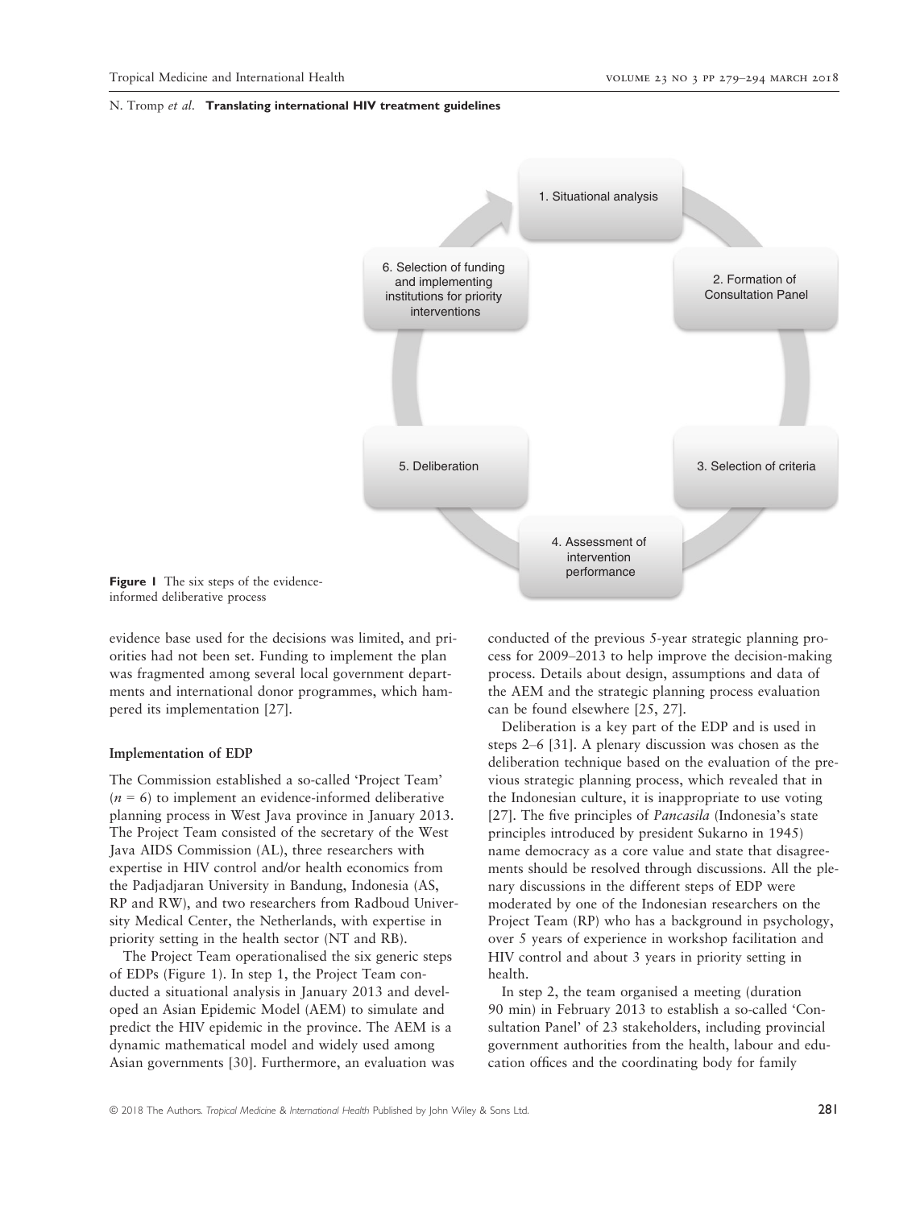1. Situational analysis
2. Formation of Consultation Panel
3. Selection of criteria
4. Assessment of intervention performance
5. Deliberation
6. Selection of funding and implementing institutions for priority interventions

**Figure 1** The six steps of the evidence-informed deliberative process

evidence base used for the decisions was limited, and priorities had not been set. Funding to implement the plan was fragmented among several local government departments and international donor programmes, which hampered its implementation [27].

### Implementation of EDP

The Commission established a so-called 'Project Team' ($n = 6$) to implement an evidence-informed deliberative planning process in West Java province in January 2013. The Project Team consisted of the secretary of the West Java AIDS Commission (AL), three researchers with expertise in HIV control and/or health economics from the Padjadjaran University in Bandung, Indonesia (AS, RP and RW), and two researchers from Radboud University Medical Center, the Netherlands, with expertise in priority setting in the health sector (NT and RB).

The Project Team operationalised the six generic steps of EDPs (Figure 1). In step 1, the Project Team conducted a situational analysis in January 2013 and developed an Asian Epidemic Model (AEM) to simulate and predict the HIV epidemic in the province. The AEM is a dynamic mathematical model and widely used among Asian governments [30]. Furthermore, an evaluation was conducted of the previous 5-year strategic planning process for 2009–2013 to help improve the decision-making process. Details about design, assumptions and data of the AEM and the strategic planning process evaluation can be found elsewhere [25, 27].

Deliberation is a key part of the EDP and is used in steps 2–6 [31]. A plenary discussion was chosen as the deliberation technique based on the evaluation of the previous strategic planning process, which revealed that in the Indonesian culture, it is inappropriate to use voting [27]. The five principles of *Pancasila* (Indonesia's state principles introduced by president Sukarno in 1945) name democracy as a core value and state that disagreements should be resolved through discussions. All the plenary discussions in the different steps of EDP were moderated by one of the Indonesian researchers on the Project Team (RP) who has a background in psychology, over 5 years of experience in workshop facilitation and HIV control and about 3 years in priority setting in health.

In step 2, the team organised a meeting (duration 90 min) in February 2013 to establish a so-called 'Consultation Panel' of 23 stakeholders, including provincial government authorities from the health, labour and education offices and the coordinating body for family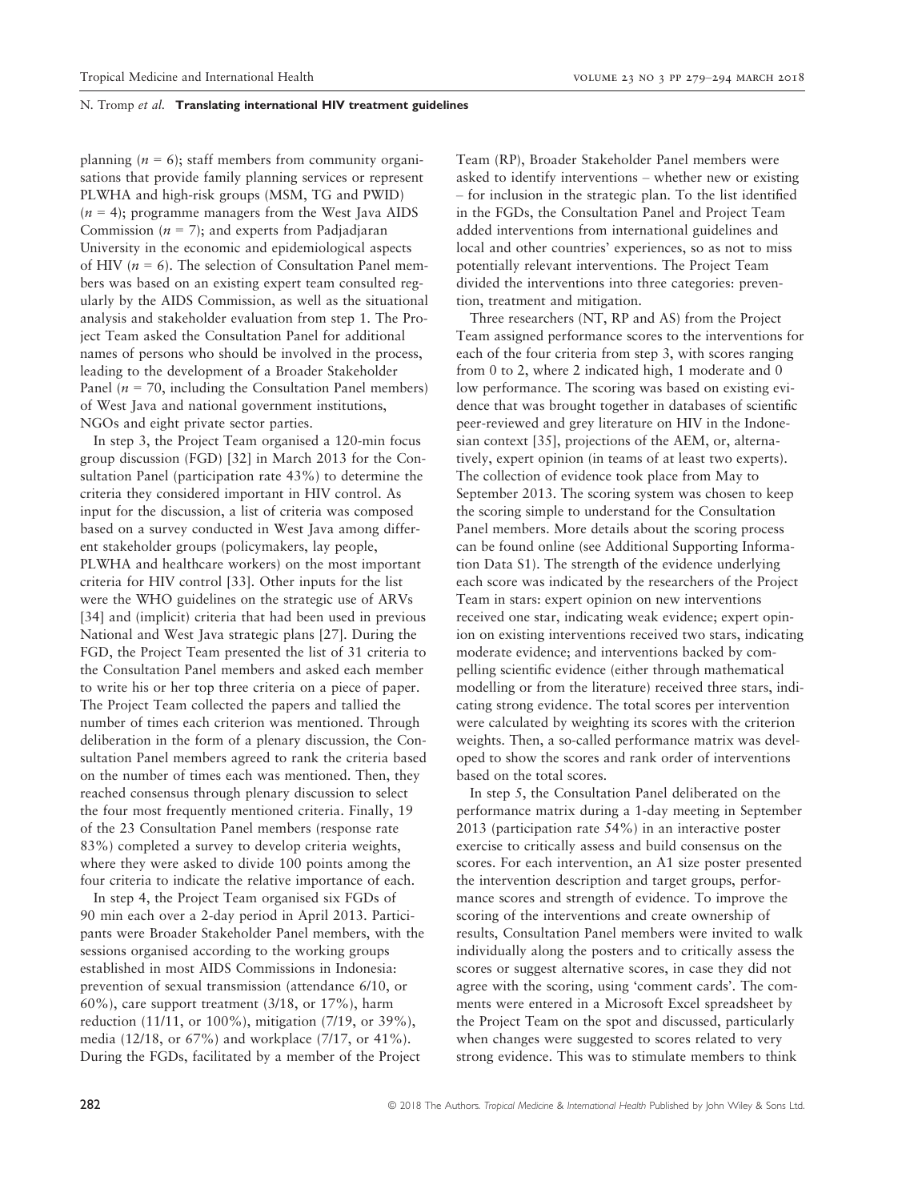planning ($n = 6$); staff members from community organisations that provide family planning services or represent PLWHA and high-risk groups (MSM, TG and PWID) ($n = 4$); programme managers from the West Java AIDS Commission ($n = 7$); and experts from Padjadjaran University in the economic and epidemiological aspects of HIV ($n = 6$). The selection of Consultation Panel members was based on an existing expert team consulted regularly by the AIDS Commission, as well as the situational analysis and stakeholder evaluation from step 1. The Project Team asked the Consultation Panel for additional names of persons who should be involved in the process, leading to the development of a Broader Stakeholder Panel ($n = 70$, including the Consultation Panel members) of West Java and national government institutions, NGOs and eight private sector parties.

In step 3, the Project Team organised a 120-min focus group discussion (FGD) [32] in March 2013 for the Consultation Panel (participation rate 43%) to determine the criteria they considered important in HIV control. As input for the discussion, a list of criteria was composed based on a survey conducted in West Java among different stakeholder groups (policymakers, lay people, PLWHA and healthcare workers) on the most important criteria for HIV control [33]. Other inputs for the list were the WHO guidelines on the strategic use of ARVs [34] and (implicit) criteria that had been used in previous National and West Java strategic plans [27]. During the FGD, the Project Team presented the list of 31 criteria to the Consultation Panel members and asked each member to write his or her top three criteria on a piece of paper. The Project Team collected the papers and tallied the number of times each criterion was mentioned. Through deliberation in the form of a plenary discussion, the Consultation Panel members agreed to rank the criteria based on the number of times each was mentioned. Then, they reached consensus through plenary discussion to select the four most frequently mentioned criteria. Finally, 19 of the 23 Consultation Panel members (response rate 83%) completed a survey to develop criteria weights, where they were asked to divide 100 points among the four criteria to indicate the relative importance of each.

In step 4, the Project Team organised six FGDs of 90 min each over a 2-day period in April 2013. Participants were Broader Stakeholder Panel members, with the sessions organised according to the working groups established in most AIDS Commissions in Indonesia: prevention of sexual transmission (attendance 6/10, or 60%), care support treatment (3/18, or 17%), harm reduction (11/11, or 100%), mitigation (7/19, or 39%), media (12/18, or 67%) and workplace (7/17, or 41%). During the FGDs, facilitated by a member of the Project Team (RP), Broader Stakeholder Panel members were asked to identify interventions – whether new or existing – for inclusion in the strategic plan. To the list identified in the FGDs, the Consultation Panel and Project Team added interventions from international guidelines and local and other countries' experiences, so as not to miss potentially relevant interventions. The Project Team divided the interventions into three categories: prevention, treatment and mitigation.

Three researchers (NT, RP and AS) from the Project Team assigned performance scores to the interventions for each of the four criteria from step 3, with scores ranging from 0 to 2, where 2 indicated high, 1 moderate and 0 low performance. The scoring was based on existing evidence that was brought together in databases of scientific peer-reviewed and grey literature on HIV in the Indonesian context [35], projections of the AEM, or, alternatively, expert opinion (in teams of at least two experts). The collection of evidence took place from May to September 2013. The scoring system was chosen to keep the scoring simple to understand for the Consultation Panel members. More details about the scoring process can be found online (see Additional Supporting Information Data S1). The strength of the evidence underlying each score was indicated by the researchers of the Project Team in stars: expert opinion on new interventions received one star, indicating weak evidence; expert opinion on existing interventions received two stars, indicating moderate evidence; and interventions backed by compelling scientific evidence (either through mathematical modelling or from the literature) received three stars, indicating strong evidence. The total scores per intervention were calculated by weighting its scores with the criterion weights. Then, a so-called performance matrix was developed to show the scores and rank order of interventions based on the total scores.

In step 5, the Consultation Panel deliberated on the performance matrix during a 1-day meeting in September 2013 (participation rate 54%) in an interactive poster exercise to critically assess and build consensus on the scores. For each intervention, an A1 size poster presented the intervention description and target groups, performance scores and strength of evidence. To improve the scoring of the interventions and create ownership of results, Consultation Panel members were invited to walk individually along the posters and to critically assess the scores or suggest alternative scores, in case they did not agree with the scoring, using 'comment cards'. The comments were entered in a Microsoft Excel spreadsheet by the Project Team on the spot and discussed, particularly when changes were suggested to scores related to very strong evidence. This was to stimulate members to think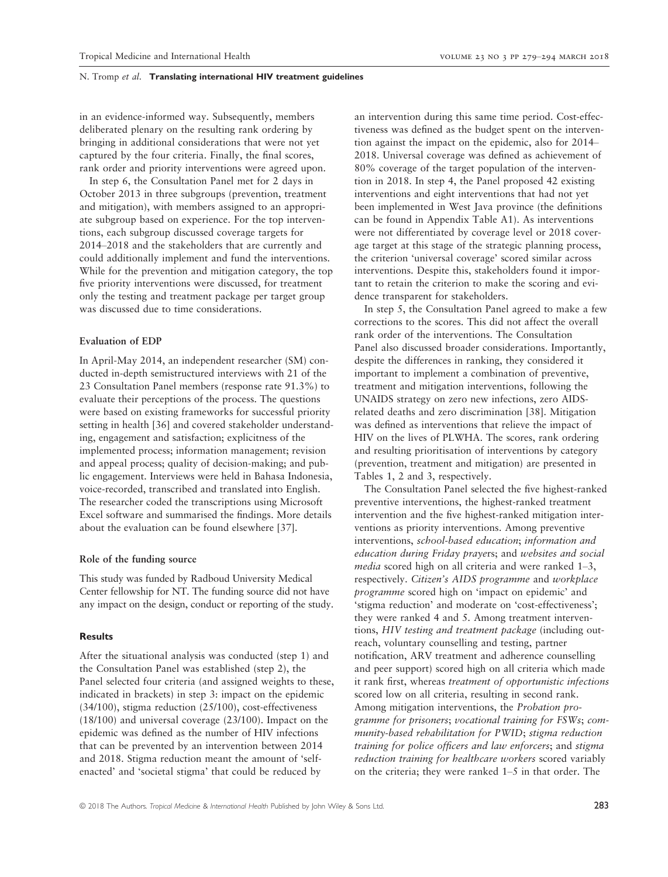in an evidence-informed way. Subsequently, members deliberated plenary on the resulting rank ordering by bringing in additional considerations that were not yet captured by the four criteria. Finally, the final scores, rank order and priority interventions were agreed upon.

In step 6, the Consultation Panel met for 2 days in October 2013 in three subgroups (prevention, treatment and mitigation), with members assigned to an appropriate subgroup based on experience. For the top interventions, each subgroup discussed coverage targets for 2014–2018 and the stakeholders that are currently and could additionally implement and fund the interventions. While for the prevention and mitigation category, the top five priority interventions were discussed, for treatment only the testing and treatment package per target group was discussed due to time considerations.

### Evaluation of EDP

In April-May 2014, an independent researcher (SM) conducted in-depth semistructured interviews with 21 of the 23 Consultation Panel members (response rate 91.3%) to evaluate their perceptions of the process. The questions were based on existing frameworks for successful priority setting in health [36] and covered stakeholder understanding, engagement and satisfaction; explicitness of the implemented process; information management; revision and appeal process; quality of decision-making; and public engagement. Interviews were held in Bahasa Indonesia, voice-recorded, transcribed and translated into English. The researcher coded the transcriptions using Microsoft Excel software and summarised the findings. More details about the evaluation can be found elsewhere [37].

### Role of the funding source

This study was funded by Radboud University Medical Center fellowship for NT. The funding source did not have any impact on the design, conduct or reporting of the study.

## Results

After the situational analysis was conducted (step 1) and the Consultation Panel was established (step 2), the Panel selected four criteria (and assigned weights to these, indicated in brackets) in step 3: impact on the epidemic (34/100), stigma reduction (25/100), cost-effectiveness (18/100) and universal coverage (23/100). Impact on the epidemic was defined as the number of HIV infections that can be prevented by an intervention between 2014 and 2018. Stigma reduction meant the amount of 'self-enacted' and 'societal stigma' that could be reduced by an intervention during this same time period. Cost-effectiveness was defined as the budget spent on the intervention against the impact on the epidemic, also for 2014–2018. Universal coverage was defined as achievement of 80% coverage of the target population of the intervention in 2018. In step 4, the Panel proposed 42 existing interventions and eight interventions that had not yet been implemented in West Java province (the definitions can be found in Appendix Table A1). As interventions were not differentiated by coverage level or 2018 coverage target at this stage of the strategic planning process, the criterion 'universal coverage' scored similar across interventions. Despite this, stakeholders found it important to retain the criterion to make the scoring and evidence transparent for stakeholders.

In step 5, the Consultation Panel agreed to make a few corrections to the scores. This did not affect the overall rank order of the interventions. The Consultation Panel also discussed broader considerations. Importantly, despite the differences in ranking, they considered it important to implement a combination of preventive, treatment and mitigation interventions, following the UNAIDS strategy on zero new infections, zero AIDS-related deaths and zero discrimination [38]. Mitigation was defined as interventions that relieve the impact of HIV on the lives of PLWHA. The scores, rank ordering and resulting prioritisation of interventions by category (prevention, treatment and mitigation) are presented in Tables 1, 2 and 3, respectively.

The Consultation Panel selected the five highest-ranked preventive interventions, the highest-ranked treatment intervention and the five highest-ranked mitigation interventions as priority interventions. Among preventive interventions, *school-based education*; *information and education during Friday prayer*s; and *websites and social media* scored high on all criteria and were ranked 1–3, respectively. *Citizen's AIDS programme* and *workplace programme* scored high on 'impact on epidemic' and 'stigma reduction' and moderate on 'cost-effectiveness'; they were ranked 4 and 5. Among treatment interventions, *HIV testing and treatment package* (including outreach, voluntary counselling and testing, partner notification, ARV treatment and adherence counselling and peer support) scored high on all criteria which made it rank first, whereas *treatment of opportunistic infections* scored low on all criteria, resulting in second rank. Among mitigation interventions, the *Probation programme for prisoners*; *vocational training for FSWs*; *community-based rehabilitation for PWID*; *stigma reduction training for police officers and law enforcers*; and *stigma reduction training for healthcare workers* scored variably on the criteria; they were ranked 1–5 in that order. The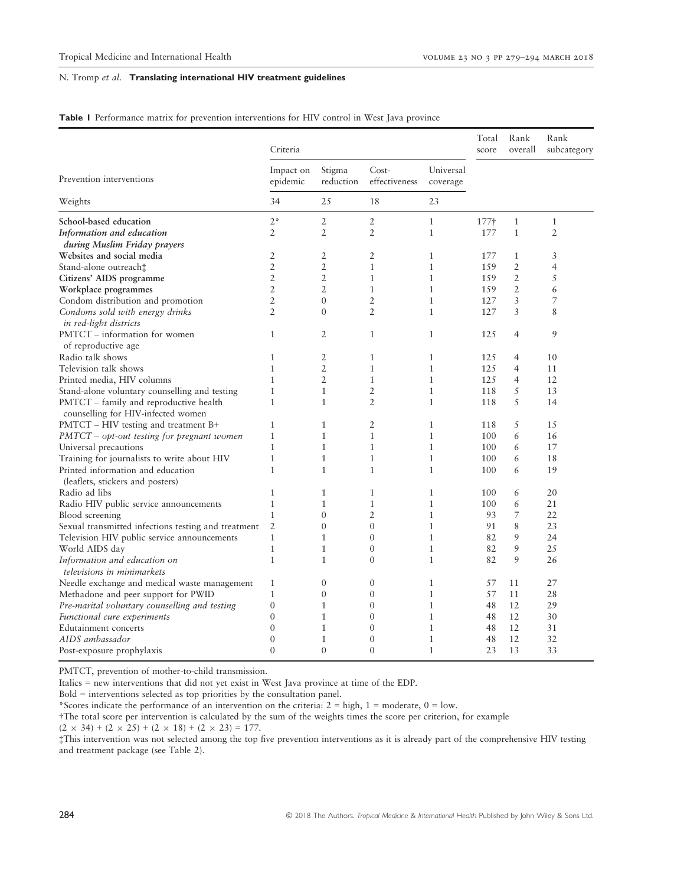**Table 1** Performance matrix for prevention interventions for HIV control in West Java province

| Prevention interventions | Criteria | | | | Total score | Rank overall | Rank subcategory |
|---|---|---|---|---|---|---|---|
| | Impact on epidemic | Stigma reduction | Cost-effectiveness | Universal coverage | | | |
| Weights | 34 | 25 | 18 | 23 | | | |
| **School-based education** | 2* | 2 | 2 | 1 | 177† | 1 | 1 |
| ***Information and education during Muslim Friday prayers*** | 2 | 2 | 2 | 1 | 177 | 1 | 2 |
| **Websites and social media** | 2 | 2 | 2 | 1 | 177 | 1 | 3 |
| Stand-alone outreach‡ | 2 | 2 | 1 | 1 | 159 | 2 | 4 |
| **Citizens' AIDS programme** | 2 | 2 | 1 | 1 | 159 | 2 | 5 |
| **Workplace programmes** | 2 | 2 | 1 | 1 | 159 | 2 | 6 |
| Condom distribution and promotion | 2 | 0 | 2 | 1 | 127 | 3 | 7 |
| *Condoms sold with energy drinks in red-light districts* | 2 | 0 | 2 | 1 | 127 | 3 | 8 |
| PMTCT – information for women of reproductive age | 1 | 2 | 1 | 1 | 125 | 4 | 9 |
| Radio talk shows | 1 | 2 | 1 | 1 | 125 | 4 | 10 |
| Television talk shows | 1 | 2 | 1 | 1 | 125 | 4 | 11 |
| Printed media, HIV columns | 1 | 2 | 1 | 1 | 125 | 4 | 12 |
| Stand-alone voluntary counselling and testing | 1 | 1 | 2 | 1 | 118 | 5 | 13 |
| PMTCT – family and reproductive health counselling for HIV-infected women | 1 | 1 | 2 | 1 | 118 | 5 | 14 |
| PMTCT – HIV testing and treatment B+ | 1 | 1 | 2 | 1 | 118 | 5 | 15 |
| *PMTCT – opt-out testing for pregnant women* | 1 | 1 | 1 | 1 | 100 | 6 | 16 |
| Universal precautions | 1 | 1 | 1 | 1 | 100 | 6 | 17 |
| Training for journalists to write about HIV | 1 | 1 | 1 | 1 | 100 | 6 | 18 |
| Printed information and education (leaflets, stickers and posters) | 1 | 1 | 1 | 1 | 100 | 6 | 19 |
| Radio ad libs | 1 | 1 | 1 | 1 | 100 | 6 | 20 |
| Radio HIV public service announcements | 1 | 1 | 1 | 1 | 100 | 6 | 21 |
| Blood screening | 1 | 0 | 2 | 1 | 93 | 7 | 22 |
| Sexual transmitted infections testing and treatment | 2 | 0 | 0 | 1 | 91 | 8 | 23 |
| Television HIV public service announcements | 1 | 1 | 0 | 1 | 82 | 9 | 24 |
| World AIDS day | 1 | 1 | 0 | 1 | 82 | 9 | 25 |
| *Information and education on televisions in minimarkets* | 1 | 1 | 0 | 1 | 82 | 9 | 26 |
| Needle exchange and medical waste management | 1 | 0 | 0 | 1 | 57 | 11 | 27 |
| Methadone and peer support for PWID | 1 | 0 | 0 | 1 | 57 | 11 | 28 |
| *Pre-marital voluntary counselling and testing* | 0 | 1 | 0 | 1 | 48 | 12 | 29 |
| *Functional cure experiments* | 0 | 1 | 0 | 1 | 48 | 12 | 30 |
| Edutainment concerts | 0 | 1 | 0 | 1 | 48 | 12 | 31 |
| *AIDS ambassador* | 0 | 1 | 0 | 1 | 48 | 12 | 32 |
| Post-exposure prophylaxis | 0 | 0 | 0 | 1 | 23 | 13 | 33 |

PMTCT, prevention of mother-to-child transmission.

Italics = new interventions that did not yet exist in West Java province at time of the EDP.

Bold = interventions selected as top priorities by the consultation panel.

*Scores indicate the performance of an intervention on the criteria: 2 = high, 1 = moderate, 0 = low.

†The total score per intervention is calculated by the sum of the weights times the score per criterion, for example $(2 \times 34) + (2 \times 25) + (2 \times 18) + (2 \times 23) = 177$.

‡This intervention was not selected among the top five prevention interventions as it is already part of the comprehensive HIV testing and treatment package (see Table 2).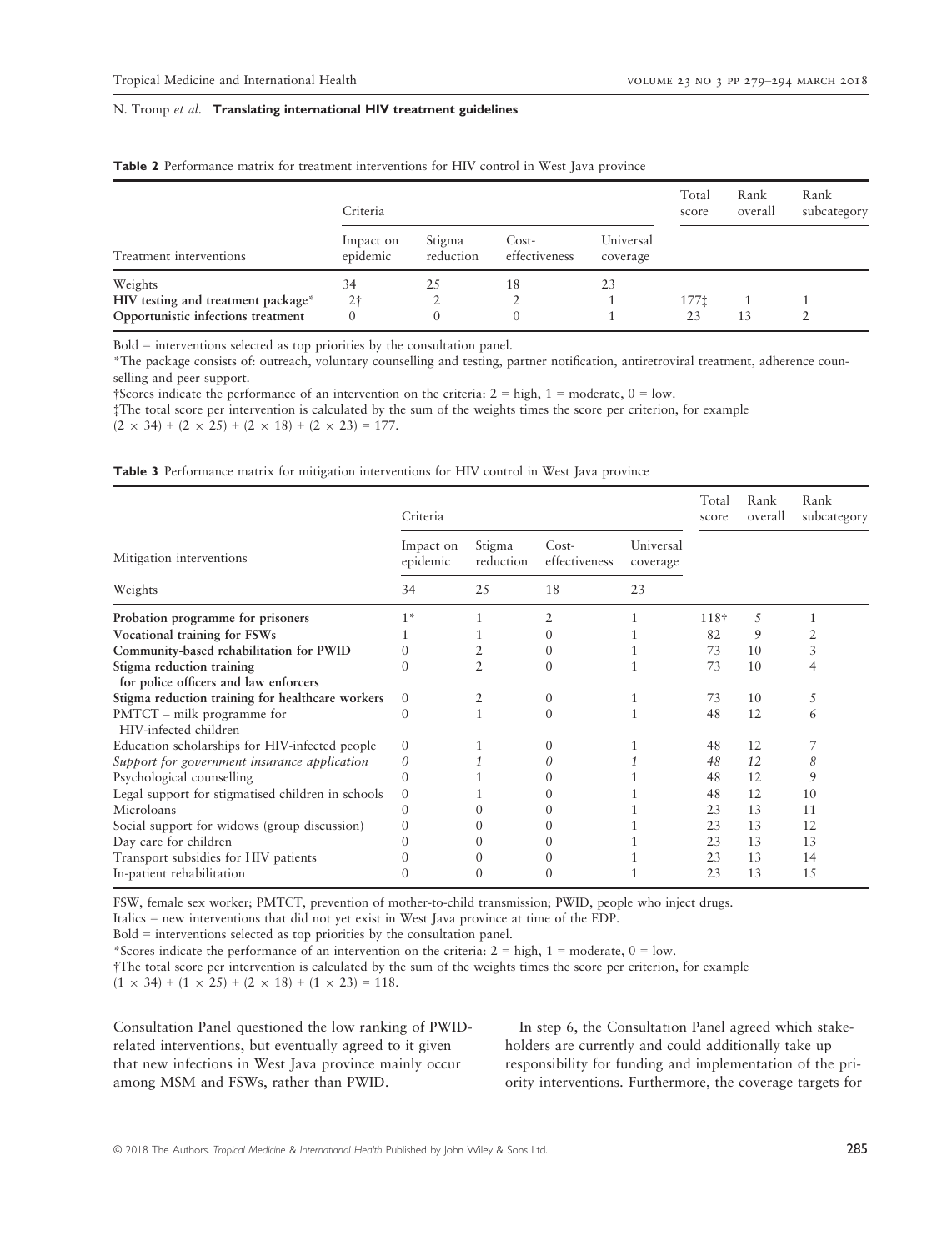**Table 2** Performance matrix for treatment interventions for HIV control in West Java province

| Treatment interventions | Criteria | | | | Total score | Rank overall | Rank subcategory |
|---|---|---|---|---|---|---|---|
| | Impact on epidemic | Stigma reduction | Cost-effectiveness | Universal coverage | | | |
| Weights | 34 | 25 | 18 | 23 | | | |
| **HIV testing and treatment package*** | 2† | 2 | 2 | 1 | 177‡ | 1 | 1 |
| Opportunistic infections treatment | 0 | 0 | 0 | 1 | 23 | 13 | 2 |

Bold = interventions selected as top priorities by the consultation panel.

*The package consists of: outreach, voluntary counselling and testing, partner notification, antiretroviral treatment, adherence counselling and peer support.

†Scores indicate the performance of an intervention on the criteria: 2 = high, 1 = moderate, 0 = low.

‡The total score per intervention is calculated by the sum of the weights times the score per criterion, for example $(2 \times 34) + (2 \times 25) + (2 \times 18) + (2 \times 23) = 177$.

**Table 3** Performance matrix for mitigation interventions for HIV control in West Java province

| Mitigation interventions | Criteria | | | | Total score | Rank overall | Rank subcategory |
|---|---|---|---|---|---|---|---|
| | Impact on epidemic | Stigma reduction | Cost-effectiveness | Universal coverage | | | |
| Weights | 34 | 25 | 18 | 23 | | | |
| **Probation programme for prisoners** | 1* | 1 | 2 | 1 | 118† | 5 | 1 |
| **Vocational training for FSWs** | 1 | 1 | 0 | 1 | 82 | 9 | 2 |
| **Community-based rehabilitation for PWID** | 0 | 2 | 0 | 1 | 73 | 10 | 3 |
| **Stigma reduction training for police officers and law enforcers** | 0 | 2 | 0 | 1 | 73 | 10 | 4 |
| **Stigma reduction training for healthcare workers** | 0 | 2 | 0 | 1 | 73 | 10 | 5 |
| PMTCT – milk programme for HIV-infected children | 0 | 1 | 0 | 1 | 48 | 12 | 6 |
| Education scholarships for HIV-infected people | 0 | 1 | 0 | 1 | 48 | 12 | 7 |
| *Support for government insurance application* | *0* | *1* | *0* | *1* | *48* | *12* | *8* |
| Psychological counselling | 0 | 1 | 0 | 1 | 48 | 12 | 9 |
| Legal support for stigmatised children in schools | 0 | 1 | 0 | 1 | 48 | 12 | 10 |
| Microloans | 0 | 0 | 0 | 1 | 23 | 13 | 11 |
| Social support for widows (group discussion) | 0 | 0 | 0 | 1 | 23 | 13 | 12 |
| Day care for children | 0 | 0 | 0 | 1 | 23 | 13 | 13 |
| Transport subsidies for HIV patients | 0 | 0 | 0 | 1 | 23 | 13 | 14 |
| In-patient rehabilitation | 0 | 0 | 0 | 1 | 23 | 13 | 15 |

FSW, female sex worker; PMTCT, prevention of mother-to-child transmission; PWID, people who inject drugs.

Italics = new interventions that did not yet exist in West Java province at time of the EDP.

Bold = interventions selected as top priorities by the consultation panel.

*Scores indicate the performance of an intervention on the criteria: 2 = high, 1 = moderate, 0 = low.

†The total score per intervention is calculated by the sum of the weights times the score per criterion, for example $(1 \times 34) + (1 \times 25) + (2 \times 18) + (1 \times 23) = 118$.

Consultation Panel questioned the low ranking of PWID-related interventions, but eventually agreed to it given that new infections in West Java province mainly occur among MSM and FSWs, rather than PWID.

In step 6, the Consultation Panel agreed which stakeholders are currently and could additionally take up responsibility for funding and implementation of the priority interventions. Furthermore, the coverage targets for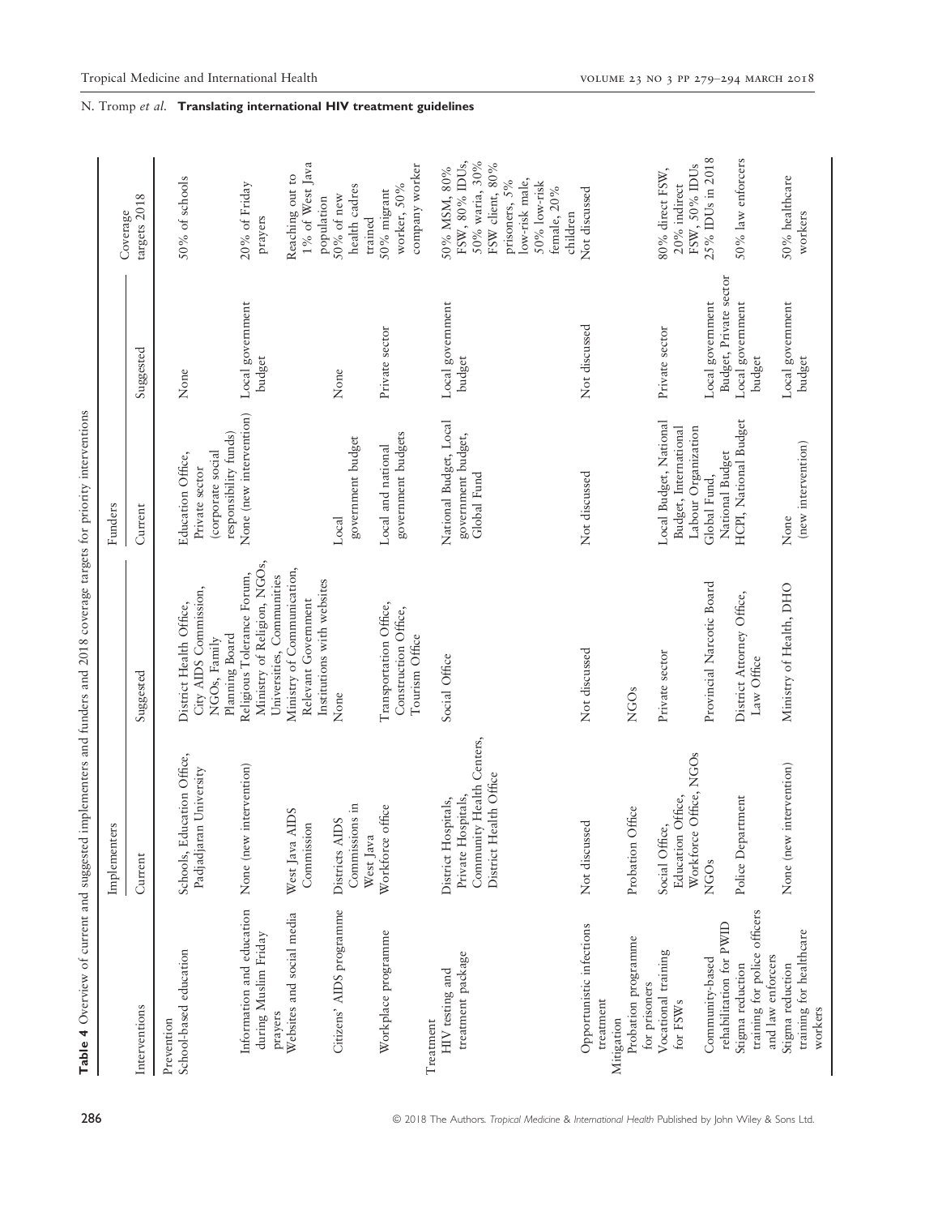**Table 4** Overview of current and suggested implementers and funders and 2018 coverage targets for priority interventions

| Interventions | Implementers | | Funders | | Coverage targets 2018 |
|---|---|---|---|---|---|
| | Current | Suggested | Current | Suggested | |
| Prevention | | | | | |
| School-based education | Schools, Education Office, Padjadjaran University | District Health Office, City AIDS Commission, NGOs, Family Planning Board | Education Office, Private sector (corporate social responsibility funds) | None | 50% of schools |
| Information and education during Muslim Friday prayers | None (new intervention) | Religious Tolerance Forum, Ministry of Religion, NGOs, Universities, Communities | None (new intervention) | Local government budget | 20% of Friday prayers |
| Websites and social media | West Java AIDS Commission | Ministry of Communication, Relevant Government Institutions with websites | | | Reaching out to 1% of West Java population |
| Citizens' AIDS programme | Districts AIDS Commissions in West Java | None | Local government budget | None | 50% of new health cadres trained |
| Workplace programme | Workforce office | Transportation Office, Construction Office, Tourism Office | Local and national government budgets | Private sector | 50% migrant worker, 50% company worker |
| Treatment | | | | | |
| HIV testing and treatment package | District Hospitals, Private Hospitals, Community Health Centers, District Health Office | Social Office | National Budget, Local government budget, Global Fund | Local government budget | 50% MSM, 80% FSW, 80% IDUs, 50% waria, 30% FSW client, 80% prisoners, 5% low-risk male, 50% low-risk female, 20% children |
| Opportunistic infections treatment | Not discussed | Not discussed | Not discussed | Not discussed | Not discussed |
| Mitigation | | | | | |
| Probation programme for prisoners | Probation Office | NGOs | | | |
| Vocational training for FSWs | Social Office, Education Office, Workforce Office, NGOs | Private sector | Local Budget, National Budget, International Labour Organization | Private sector | 80% direct FSW, 20% indirect FSW, 50% IDUs |
| Community-based rehabilitation for PWID | NGOs | Provincial Narcotic Board | Global Fund, National Budget | Local government Budget, Private sector | 25% IDUs in 2018 |
| Stigma reduction training for police officers and law enforcers | Police Department | District Attorney Office, Law Office | HCPI, National Budget | Local government budget | 50% law enforcers |
| Stigma reduction training for healthcare workers | None (new intervention) | Ministry of Health, DHO | None (new intervention) | Local government budget | 50% healthcare workers |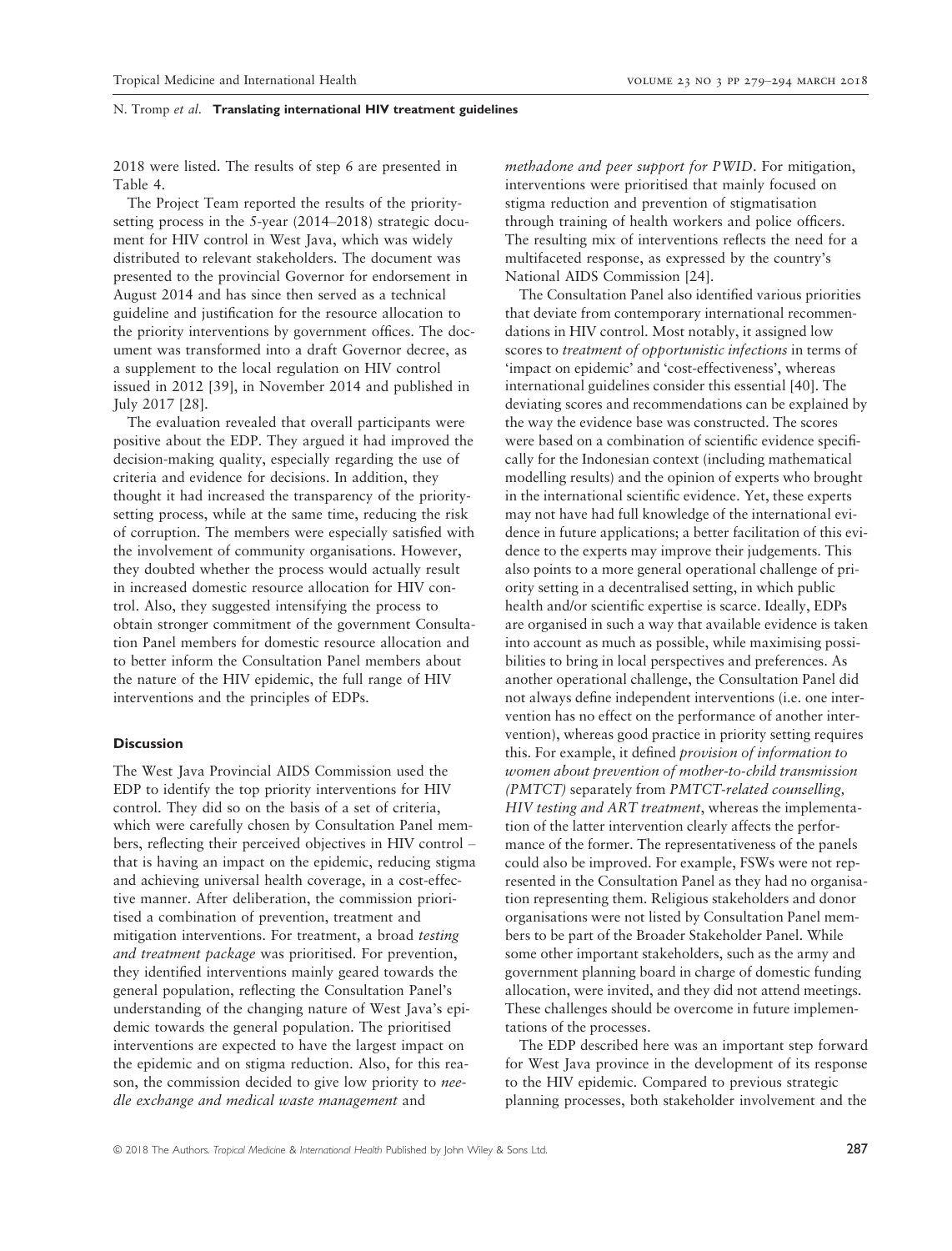2018 were listed. The results of step 6 are presented in Table 4.

The Project Team reported the results of the priority-setting process in the 5-year (2014–2018) strategic document for HIV control in West Java, which was widely distributed to relevant stakeholders. The document was presented to the provincial Governor for endorsement in August 2014 and has since then served as a technical guideline and justification for the resource allocation to the priority interventions by government offices. The document was transformed into a draft Governor decree, as a supplement to the local regulation on HIV control issued in 2012 [39], in November 2014 and published in July 2017 [28].

The evaluation revealed that overall participants were positive about the EDP. They argued it had improved the decision-making quality, especially regarding the use of criteria and evidence for decisions. In addition, they thought it had increased the transparency of the priority-setting process, while at the same time, reducing the risk of corruption. The members were especially satisfied with the involvement of community organisations. However, they doubted whether the process would actually result in increased domestic resource allocation for HIV control. Also, they suggested intensifying the process to obtain stronger commitment of the government Consultation Panel members for domestic resource allocation and to better inform the Consultation Panel members about the nature of the HIV epidemic, the full range of HIV interventions and the principles of EDPs.

## Discussion

The West Java Provincial AIDS Commission used the EDP to identify the top priority interventions for HIV control. They did so on the basis of a set of criteria, which were carefully chosen by Consultation Panel members, reflecting their perceived objectives in HIV control – that is having an impact on the epidemic, reducing stigma and achieving universal health coverage, in a cost-effective manner. After deliberation, the commission prioritised a combination of prevention, treatment and mitigation interventions. For treatment, a broad *testing and treatment package* was prioritised. For prevention, they identified interventions mainly geared towards the general population, reflecting the Consultation Panel's understanding of the changing nature of West Java's epidemic towards the general population. The prioritised interventions are expected to have the largest impact on the epidemic and on stigma reduction. Also, for this reason, the commission decided to give low priority to *needle exchange and medical waste management* and *methadone and peer support for PWID*. For mitigation, interventions were prioritised that mainly focused on stigma reduction and prevention of stigmatisation through training of health workers and police officers. The resulting mix of interventions reflects the need for a multifaceted response, as expressed by the country's National AIDS Commission [24].

The Consultation Panel also identified various priorities that deviate from contemporary international recommendations in HIV control. Most notably, it assigned low scores to *treatment of opportunistic infections* in terms of 'impact on epidemic' and 'cost-effectiveness', whereas international guidelines consider this essential [40]. The deviating scores and recommendations can be explained by the way the evidence base was constructed. The scores were based on a combination of scientific evidence specifically for the Indonesian context (including mathematical modelling results) and the opinion of experts who brought in the international scientific evidence. Yet, these experts may not have had full knowledge of the international evidence in future applications; a better facilitation of this evidence to the experts may improve their judgements. This also points to a more general operational challenge of priority setting in a decentralised setting, in which public health and/or scientific expertise is scarce. Ideally, EDPs are organised in such a way that available evidence is taken into account as much as possible, while maximising possibilities to bring in local perspectives and preferences. As another operational challenge, the Consultation Panel did not always define independent interventions (i.e. one intervention has no effect on the performance of another intervention), whereas good practice in priority setting requires this. For example, it defined *provision of information to women about prevention of mother-to-child transmission (PMTCT)* separately from *PMTCT-related counselling, HIV testing and ART treatment*, whereas the implementation of the latter intervention clearly affects the performance of the former. The representativeness of the panels could also be improved. For example, FSWs were not represented in the Consultation Panel as they had no organisation representing them. Religious stakeholders and donor organisations were not listed by Consultation Panel members to be part of the Broader Stakeholder Panel. While some other important stakeholders, such as the army and government planning board in charge of domestic funding allocation, were invited, and they did not attend meetings. These challenges should be overcome in future implementations of the processes.

The EDP described here was an important step forward for West Java province in the development of its response to the HIV epidemic. Compared to previous strategic planning processes, both stakeholder involvement and the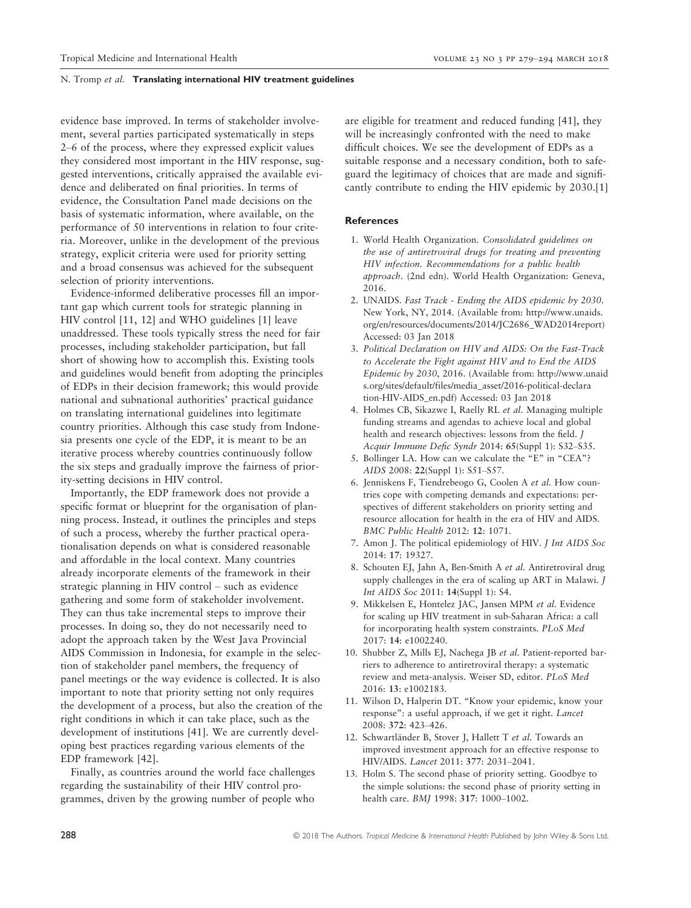evidence base improved. In terms of stakeholder involvement, several parties participated systematically in steps 2–6 of the process, where they expressed explicit values they considered most important in the HIV response, suggested interventions, critically appraised the available evidence and deliberated on final priorities. In terms of evidence, the Consultation Panel made decisions on the basis of systematic information, where available, on the performance of 50 interventions in relation to four criteria. Moreover, unlike in the development of the previous strategy, explicit criteria were used for priority setting and a broad consensus was achieved for the subsequent selection of priority interventions.

Evidence-informed deliberative processes fill an important gap which current tools for strategic planning in HIV control [11, 12] and WHO guidelines [1] leave unaddressed. These tools typically stress the need for fair processes, including stakeholder participation, but fall short of showing how to accomplish this. Existing tools and guidelines would benefit from adopting the principles of EDPs in their decision framework; this would provide national and subnational authorities' practical guidance on translating international guidelines into legitimate country priorities. Although this case study from Indonesia presents one cycle of the EDP, it is meant to be an iterative process whereby countries continuously follow the six steps and gradually improve the fairness of priority-setting decisions in HIV control.

Importantly, the EDP framework does not provide a specific format or blueprint for the organisation of planning process. Instead, it outlines the principles and steps of such a process, whereby the further practical operationalisation depends on what is considered reasonable and affordable in the local context. Many countries already incorporate elements of the framework in their strategic planning in HIV control – such as evidence gathering and some form of stakeholder involvement. They can thus take incremental steps to improve their processes. In doing so, they do not necessarily need to adopt the approach taken by the West Java Provincial AIDS Commission in Indonesia, for example in the selection of stakeholder panel members, the frequency of panel meetings or the way evidence is collected. It is also important to note that priority setting not only requires the development of a process, but also the creation of the right conditions in which it can take place, such as the development of institutions [41]. We are currently developing best practices regarding various elements of the EDP framework [42].

Finally, as countries around the world face challenges regarding the sustainability of their HIV control programmes, driven by the growing number of people who are eligible for treatment and reduced funding [41], they will be increasingly confronted with the need to make difficult choices. We see the development of EDPs as a suitable response and a necessary condition, both to safeguard the legitimacy of choices that are made and significantly contribute to ending the HIV epidemic by 2030.[1]

### References

1. World Health Organization. *Consolidated guidelines on the use of antiretroviral drugs for treating and preventing HIV infection. Recommendations for a public health approach*. (2nd edn). World Health Organization: Geneva, 2016.
2. UNAIDS. *Fast Track - Ending the AIDS epidemic by 2030*. New York, NY, 2014. (Available from: http://www.unaids.org/en/resources/documents/2014/JC2686_WAD2014report) Accessed: 03 Jan 2018
3. *Political Declaration on HIV and AIDS: On the Fast-Track to Accelerate the Fight against HIV and to End the AIDS Epidemic by 2030*, 2016. (Available from: http://www.unaids.org/sites/default/files/media_asset/2016-political-declaration-HIV-AIDS_en.pdf) Accessed: 03 Jan 2018
4. Holmes CB, Sikazwe I, Raelly RL *et al*. Managing multiple funding streams and agendas to achieve local and global health and research objectives: lessons from the field. *J Acquir Immune Defic Syndr* 2014: **65**(Suppl 1): S32–S35.
5. Bollinger LA. How can we calculate the "E" in "CEA"? *AIDS* 2008: **22**(Suppl 1): S51–S57.
6. Jenniskens F, Tiendrebeogo G, Coolen A *et al*. How countries cope with competing demands and expectations: perspectives of different stakeholders on priority setting and resource allocation for health in the era of HIV and AIDS. *BMC Public Health* 2012: **12**: 1071.
7. Amon J. The political epidemiology of HIV. *J Int AIDS Soc* 2014: **17**: 19327.
8. Schouten EJ, Jahn A, Ben-Smith A *et al*. Antiretroviral drug supply challenges in the era of scaling up ART in Malawi. *J Int AIDS Soc* 2011: **14**(Suppl 1): S4.
9. Mikkelsen E, Hontelez JAC, Jansen MPM *et al*. Evidence for scaling up HIV treatment in sub-Saharan Africa: a call for incorporating health system constraints. *PLoS Med* 2017: **14**: e1002240.
10. Shubber Z, Mills EJ, Nachega JB *et al*. Patient-reported barriers to adherence to antiretroviral therapy: a systematic review and meta-analysis. Weiser SD, editor. *PLoS Med* 2016: **13**: e1002183.
11. Wilson D, Halperin DT. "Know your epidemic, know your response": a useful approach, if we get it right. *Lancet* 2008: **372**: 423–426.
12. Schwartländer B, Stover J, Hallett T *et al*. Towards an improved investment approach for an effective response to HIV/AIDS. *Lancet* 2011: **377**: 2031–2041.
13. Holm S. The second phase of priority setting. Goodbye to the simple solutions: the second phase of priority setting in health care. *BMJ* 1998: **317**: 1000–1002.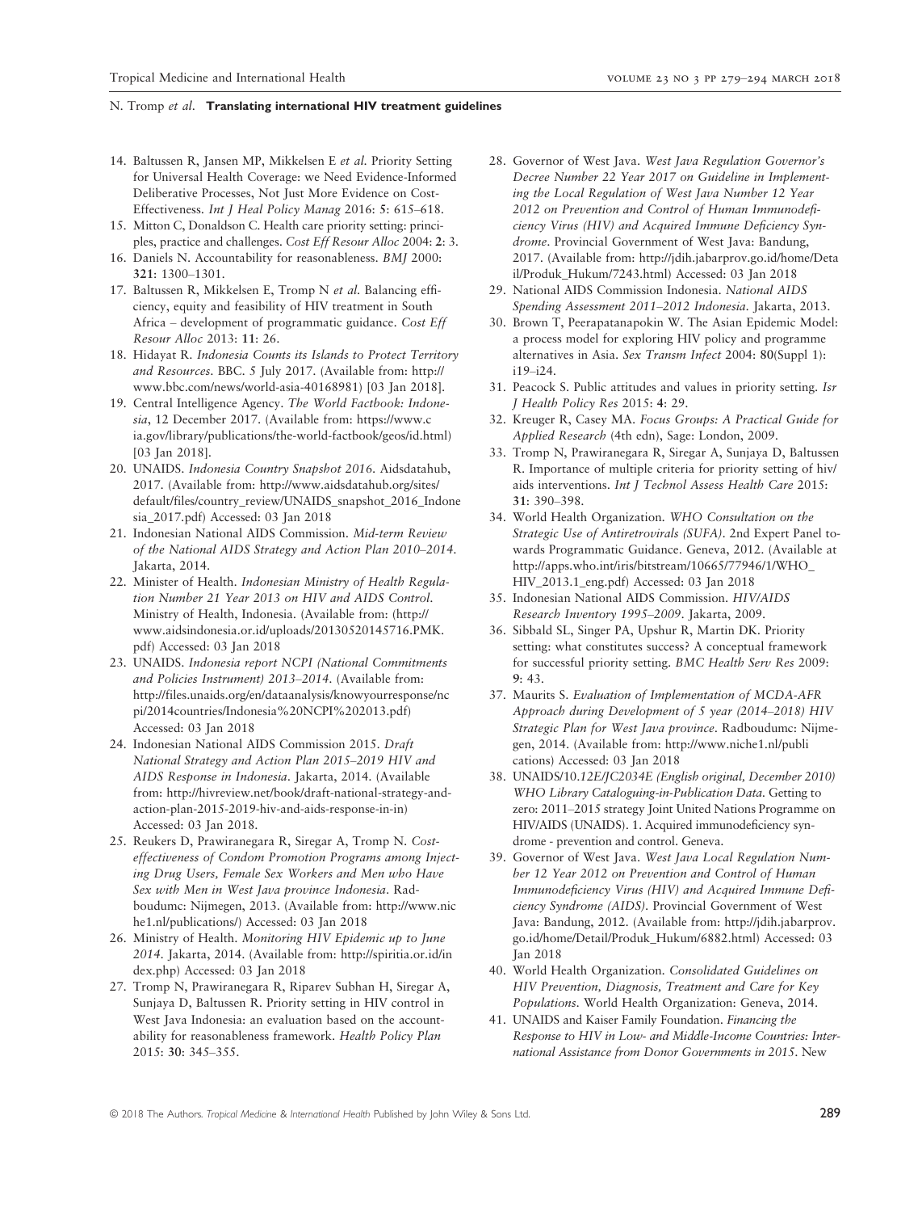14. Baltussen R, Jansen MP, Mikkelsen E *et al.* Priority Setting for Universal Health Coverage: we Need Evidence-Informed Deliberative Processes, Not Just More Evidence on Cost-Effectiveness. *Int J Heal Policy Manag* 2016: **5**: 615–618.
15. Mitton C, Donaldson C. Health care priority setting: principles, practice and challenges. *Cost Eff Resour Alloc* 2004: **2**: 3.
16. Daniels N. Accountability for reasonableness. *BMJ* 2000: **321**: 1300–1301.
17. Baltussen R, Mikkelsen E, Tromp N *et al.* Balancing efficiency, equity and feasibility of HIV treatment in South Africa – development of programmatic guidance. *Cost Eff Resour Alloc* 2013: **11**: 26.
18. Hidayat R. *Indonesia Counts its Islands to Protect Territory and Resources*. BBC. 5 July 2017. (Available from: http://www.bbc.com/news/world-asia-40168981) [03 Jan 2018].
19. Central Intelligence Agency. *The World Factbook: Indonesia*, 12 December 2017. (Available from: https://www.cia.gov/library/publications/the-world-factbook/geos/id.html) [03 Jan 2018].
20. UNAIDS. *Indonesia Country Snapshot 2016*. Aidsdatahub, 2017. (Available from: http://www.aidsdatahub.org/sites/default/files/country_review/UNAIDS_snapshot_2016_Indonesia_2017.pdf) Accessed: 03 Jan 2018
21. Indonesian National AIDS Commission. *Mid-term Review of the National AIDS Strategy and Action Plan 2010–2014*. Jakarta, 2014.
22. Minister of Health. *Indonesian Ministry of Health Regulation Number 21 Year 2013 on HIV and AIDS Control*. Ministry of Health, Indonesia. (Available from: (http://www.aidsindonesia.or.id/uploads/20130520145716.PMK.pdf) Accessed: 03 Jan 2018
23. UNAIDS. *Indonesia report NCPI (National Commitments and Policies Instrument) 2013–2014*. (Available from: http://files.unaids.org/en/dataanalysis/knowyourresponse/ncpi/2014countries/Indonesia%20NCPI%202013.pdf) Accessed: 03 Jan 2018
24. Indonesian National AIDS Commission 2015. *Draft National Strategy and Action Plan 2015–2019 HIV and AIDS Response in Indonesia*. Jakarta, 2014. (Available from: http://hivreview.net/book/draft-national-strategy-and-action-plan-2015-2019-hiv-and-aids-response-in-in) Accessed: 03 Jan 2018.
25. Reukers D, Prawiranegara R, Siregar A, Tromp N. *Cost-effectiveness of Condom Promotion Programs among Injecting Drug Users, Female Sex Workers and Men who Have Sex with Men in West Java province Indonesia*. Radboudumc: Nijmegen, 2013. (Available from: http://www.niche1.nl/publications/) Accessed: 03 Jan 2018
26. Ministry of Health. *Monitoring HIV Epidemic up to June 2014*. Jakarta, 2014. (Available from: http://spiritia.or.id/index.php) Accessed: 03 Jan 2018
27. Tromp N, Prawiranegara R, Riparev Subhan H, Siregar A, Sunjaya D, Baltussen R. Priority setting in HIV control in West Java Indonesia: an evaluation based on the accountability for reasonableness framework. *Health Policy Plan* 2015: **30**: 345–355.
28. Governor of West Java. *West Java Regulation Governor's Decree Number 22 Year 2017 on Guideline in Implementing the Local Regulation of West Java Number 12 Year 2012 on Prevention and Control of Human Immunodeficiency Virus (HIV) and Acquired Immune Deficiency Syndrome*. Provincial Government of West Java: Bandung, 2017. (Available from: http://jdih.jabarprov.go.id/home/Detail/Produk_Hukum/7243.html) Accessed: 03 Jan 2018
29. National AIDS Commission Indonesia. *National AIDS Spending Assessment 2011–2012 Indonesia*. Jakarta, 2013.
30. Brown T, Peerapatanapokin W. The Asian Epidemic Model: a process model for exploring HIV policy and programme alternatives in Asia. *Sex Transm Infect* 2004: **80**(Suppl 1): i19–i24.
31. Peacock S. Public attitudes and values in priority setting. *Isr J Health Policy Res* 2015: **4**: 29.
32. Kreuger R, Casey MA. *Focus Groups: A Practical Guide for Applied Research* (4th edn), Sage: London, 2009.
33. Tromp N, Prawiranegara R, Siregar A, Sunjaya D, Baltussen R. Importance of multiple criteria for priority setting of hiv/aids interventions. *Int J Technol Assess Health Care* 2015: **31**: 390–398.
34. World Health Organization. *WHO Consultation on the Strategic Use of Antiretrovirals (SUFA)*. 2nd Expert Panel towards Programmatic Guidance. Geneva, 2012. (Available at http://apps.who.int/iris/bitstream/10665/77946/1/WHO_HIV_2013.1_eng.pdf) Accessed: 03 Jan 2018
35. Indonesian National AIDS Commission. *HIV/AIDS Research Inventory 1995–2009*. Jakarta, 2009.
36. Sibbald SL, Singer PA, Upshur R, Martin DK. Priority setting: what constitutes success? A conceptual framework for successful priority setting. *BMC Health Serv Res* 2009: **9**: 43.
37. Maurits S. *Evaluation of Implementation of MCDA-AFR Approach during Development of 5 year (2014–2018) HIV Strategic Plan for West Java province*. Radboudumc: Nijmegen, 2014. (Available from: http://www.niche1.nl/publications) Accessed: 03 Jan 2018
38. UNAIDS/10.*12E/JC2034E (English original, December 2010) WHO Library Cataloguing-in-Publication Data*. Getting to zero: 2011–2015 strategy Joint United Nations Programme on HIV/AIDS (UNAIDS). 1. Acquired immunodeficiency syndrome - prevention and control. Geneva.
39. Governor of West Java. *West Java Local Regulation Number 12 Year 2012 on Prevention and Control of Human Immunodeficiency Virus (HIV) and Acquired Immune Deficiency Syndrome (AIDS)*. Provincial Government of West Java: Bandung, 2012. (Available from: http://jdih.jabarprov.go.id/home/Detail/Produk_Hukum/6882.html) Accessed: 03 Jan 2018
40. World Health Organization. *Consolidated Guidelines on HIV Prevention, Diagnosis, Treatment and Care for Key Populations*. World Health Organization: Geneva, 2014.
41. UNAIDS and Kaiser Family Foundation. *Financing the Response to HIV in Low- and Middle-Income Countries: International Assistance from Donor Governments in 2015*. New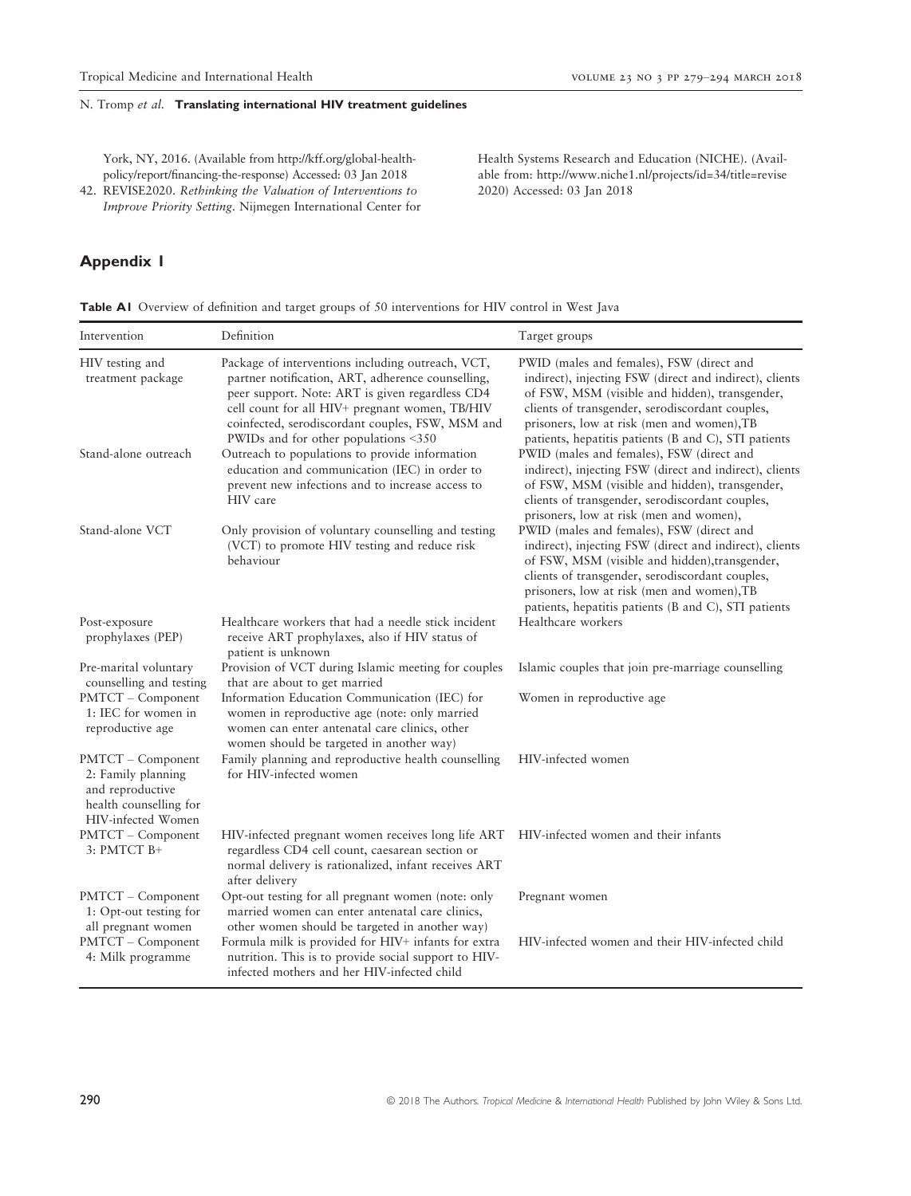York, NY, 2016. (Available from http://kff.org/global-health-policy/report/financing-the-response) Accessed: 03 Jan 2018

42. REVISE2020. *Rethinking the Valuation of Interventions to Improve Priority Setting*. Nijmegen International Center for Health Systems Research and Education (NICHE). (Available from: http://www.niche1.nl/projects/id=34/title=revise 2020) Accessed: 03 Jan 2018

## Appendix 1

**Table A1** Overview of definition and target groups of 50 interventions for HIV control in West Java

| Intervention | Definition | Target groups |
|---|---|---|
| HIV testing and treatment package | Package of interventions including outreach, VCT, partner notification, ART, adherence counselling, peer support. Note: ART is given regardless CD4 cell count for all HIV+ pregnant women, TB/HIV coinfected, serodiscordant couples, FSW, MSM and PWIDs and for other populations <350 | PWID (males and females), FSW (direct and indirect), injecting FSW (direct and indirect), clients of FSW, MSM (visible and hidden), transgender, clients of transgender, serodiscordant couples, prisoners, low at risk (men and women),TB patients, hepatitis patients (B and C), STI patients |
| Stand-alone outreach | Outreach to populations to provide information education and communication (IEC) in order to prevent new infections and to increase access to HIV care | PWID (males and females), FSW (direct and indirect), injecting FSW (direct and indirect), clients of FSW, MSM (visible and hidden), transgender, clients of transgender, serodiscordant couples, prisoners, low at risk (men and women), |
| Stand-alone VCT | Only provision of voluntary counselling and testing (VCT) to promote HIV testing and reduce risk behaviour | PWID (males and females), FSW (direct and indirect), injecting FSW (direct and indirect), clients of FSW, MSM (visible and hidden),transgender, clients of transgender, serodiscordant couples, prisoners, low at risk (men and women),TB patients, hepatitis patients (B and C), STI patients |
| Post-exposure prophylaxes (PEP) | Healthcare workers that had a needle stick incident receive ART prophylaxes, also if HIV status of patient is unknown | Healthcare workers |
| Pre-marital voluntary counselling and testing | Provision of VCT during Islamic meeting for couples that are about to get married | Islamic couples that join pre-marriage counselling |
| PMTCT – Component 1: IEC for women in reproductive age | Information Education Communication (IEC) for women in reproductive age (note: only married women can enter antenatal care clinics, other women should be targeted in another way) | Women in reproductive age |
| PMTCT – Component 2: Family planning and reproductive health counselling for HIV-infected Women | Family planning and reproductive health counselling for HIV-infected women | HIV-infected women |
| PMTCT – Component 3: PMTCT B+ | HIV-infected pregnant women receives long life ART regardless CD4 cell count, caesarean section or normal delivery is rationalized, infant receives ART after delivery | HIV-infected women and their infants |
| PMTCT – Component 1: Opt-out testing for all pregnant women | Opt-out testing for all pregnant women (note: only married women can enter antenatal care clinics, other women should be targeted in another way) | Pregnant women |
| PMTCT – Component 4: Milk programme | Formula milk is provided for HIV+ infants for extra nutrition. This is to provide social support to HIV-infected mothers and her HIV-infected child | HIV-infected women and their HIV-infected child |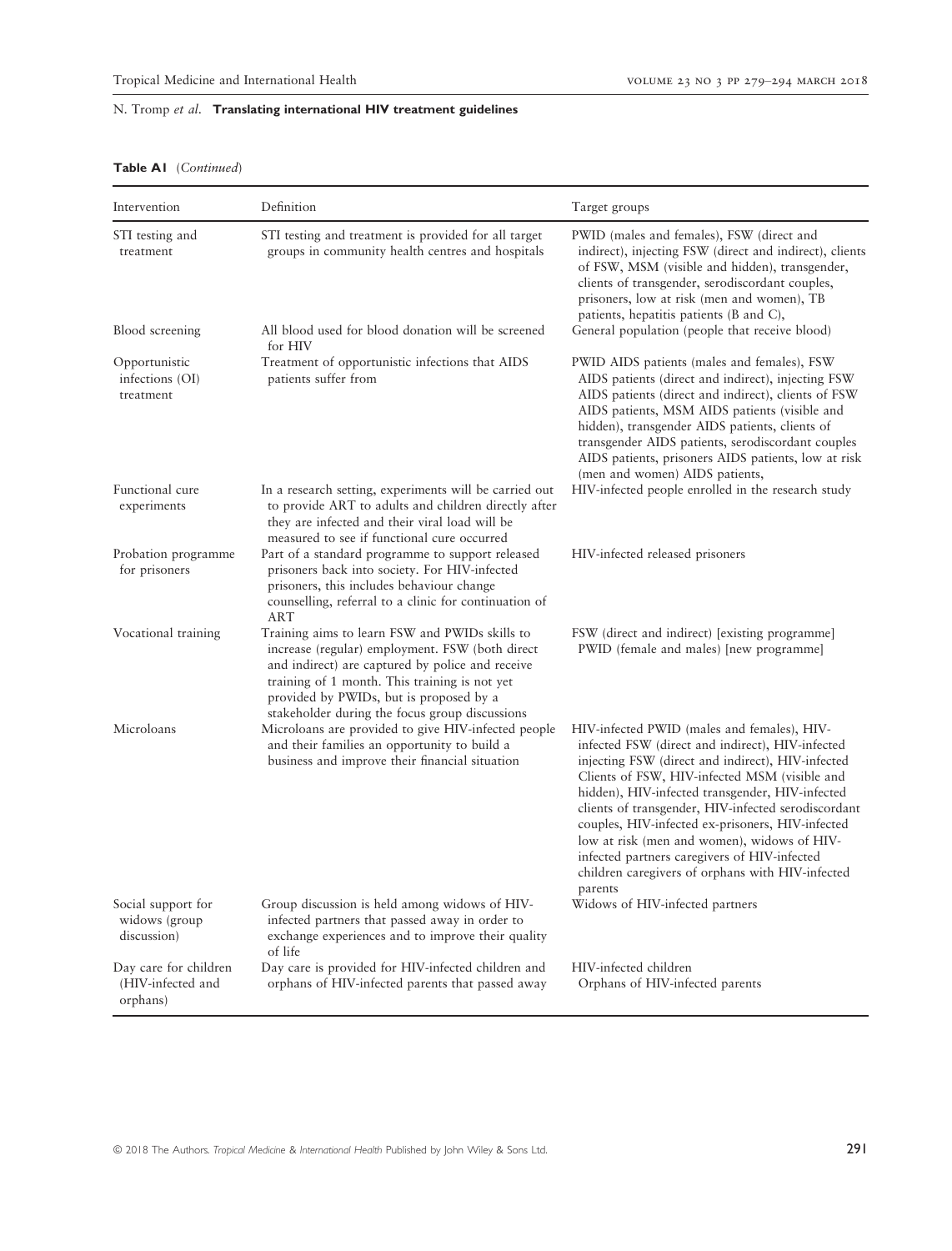**Table A1** (*Continued*)

| Intervention | Definition | Target groups |
|---|---|---|
| STI testing and treatment | STI testing and treatment is provided for all target groups in community health centres and hospitals | PWID (males and females), FSW (direct and indirect), injecting FSW (direct and indirect), clients of FSW, MSM (visible and hidden), transgender, clients of transgender, serodiscordant couples, prisoners, low at risk (men and women), TB patients, hepatitis patients (B and C), |
| Blood screening | All blood used for blood donation will be screened for HIV | General population (people that receive blood) |
| Opportunistic infections (OI) treatment | Treatment of opportunistic infections that AIDS patients suffer from | PWID AIDS patients (males and females), FSW AIDS patients (direct and indirect), injecting FSW AIDS patients (direct and indirect), clients of FSW AIDS patients, MSM AIDS patients (visible and hidden), transgender AIDS patients, clients of transgender AIDS patients, serodiscordant couples AIDS patients, prisoners AIDS patients, low at risk (men and women) AIDS patients, |
| Functional cure experiments | In a research setting, experiments will be carried out to provide ART to adults and children directly after they are infected and their viral load will be measured to see if functional cure occurred | HIV-infected people enrolled in the research study |
| Probation programme for prisoners | Part of a standard programme to support released prisoners back into society. For HIV-infected prisoners, this includes behaviour change counselling, referral to a clinic for continuation of ART | HIV-infected released prisoners |
| Vocational training | Training aims to learn FSW and PWIDs skills to increase (regular) employment. FSW (both direct and indirect) are captured by police and receive training of 1 month. This training is not yet provided by PWIDs, but is proposed by a stakeholder during the focus group discussions | FSW (direct and indirect) [existing programme] PWID (female and males) [new programme] |
| Microloans | Microloans are provided to give HIV-infected people and their families an opportunity to build a business and improve their financial situation | HIV-infected PWID (males and females), HIV-infected FSW (direct and indirect), HIV-infected injecting FSW (direct and indirect), HIV-infected Clients of FSW, HIV-infected MSM (visible and hidden), HIV-infected transgender, HIV-infected clients of transgender, HIV-infected serodiscordant couples, HIV-infected ex-prisoners, HIV-infected low at risk (men and women), widows of HIV-infected partners caregivers of HIV-infected children caregivers of orphans with HIV-infected parents |
| Social support for widows (group discussion) | Group discussion is held among widows of HIV-infected partners that passed away in order to exchange experiences and to improve their quality of life | Widows of HIV-infected partners |
| Day care for children (HIV-infected and orphans) | Day care is provided for HIV-infected children and orphans of HIV-infected parents that passed away | HIV-infected children Orphans of HIV-infected parents |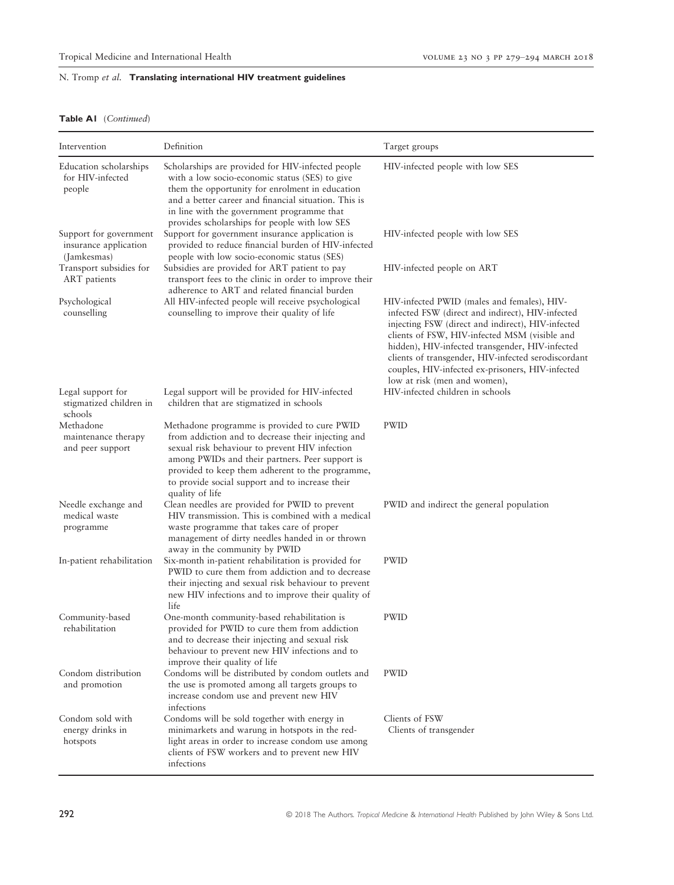**Table A1** (*Continued*)

| Intervention | Definition | Target groups |
| --- | --- | --- |
| Education scholarships for HIV-infected people | Scholarships are provided for HIV-infected people with a low socio-economic status (SES) to give them the opportunity for enrolment in education and a better career and financial situation. This is in line with the government programme that provides scholarships for people with low SES | HIV-infected people with low SES |
| Support for government insurance application (Jamkesmas) | Support for government insurance application is provided to reduce financial burden of HIV-infected people with low socio-economic status (SES) | HIV-infected people with low SES |
| Transport subsidies for ART patients | Subsidies are provided for ART patient to pay transport fees to the clinic in order to improve their adherence to ART and related financial burden | HIV-infected people on ART |
| Psychological counselling | All HIV-infected people will receive psychological counselling to improve their quality of life | HIV-infected PWID (males and females), HIV-infected FSW (direct and indirect), HIV-infected injecting FSW (direct and indirect), HIV-infected clients of FSW, HIV-infected MSM (visible and hidden), HIV-infected transgender, HIV-infected clients of transgender, HIV-infected serodiscordant couples, HIV-infected ex-prisoners, HIV-infected low at risk (men and women), |
| Legal support for stigmatized children in schools | Legal support will be provided for HIV-infected children that are stigmatized in schools | HIV-infected children in schools |
| Methadone maintenance therapy and peer support | Methadone programme is provided to cure PWID from addiction and to decrease their injecting and sexual risk behaviour to prevent HIV infection among PWIDs and their partners. Peer support is provided to keep them adherent to the programme, to provide social support and to increase their quality of life | PWID |
| Needle exchange and medical waste programme | Clean needles are provided for PWID to prevent HIV transmission. This is combined with a medical waste programme that takes care of proper management of dirty needles handed in or thrown away in the community by PWID | PWID and indirect the general population |
| In-patient rehabilitation | Six-month in-patient rehabilitation is provided for PWID to cure them from addiction and to decrease their injecting and sexual risk behaviour to prevent new HIV infections and to improve their quality of life | PWID |
| Community-based rehabilitation | One-month community-based rehabilitation is provided for PWID to cure them from addiction and to decrease their injecting and sexual risk behaviour to prevent new HIV infections and to improve their quality of life | PWID |
| Condom distribution and promotion | Condoms will be distributed by condom outlets and the use is promoted among all targets groups to increase condom use and prevent new HIV infections | PWID |
| Condom sold with energy drinks in hotspots | Condoms will be sold together with energy in minimarkets and warung in hotspots in the red-light areas in order to increase condom use among clients of FSW workers and to prevent new HIV infections | Clients of FSW<br>Clients of transgender |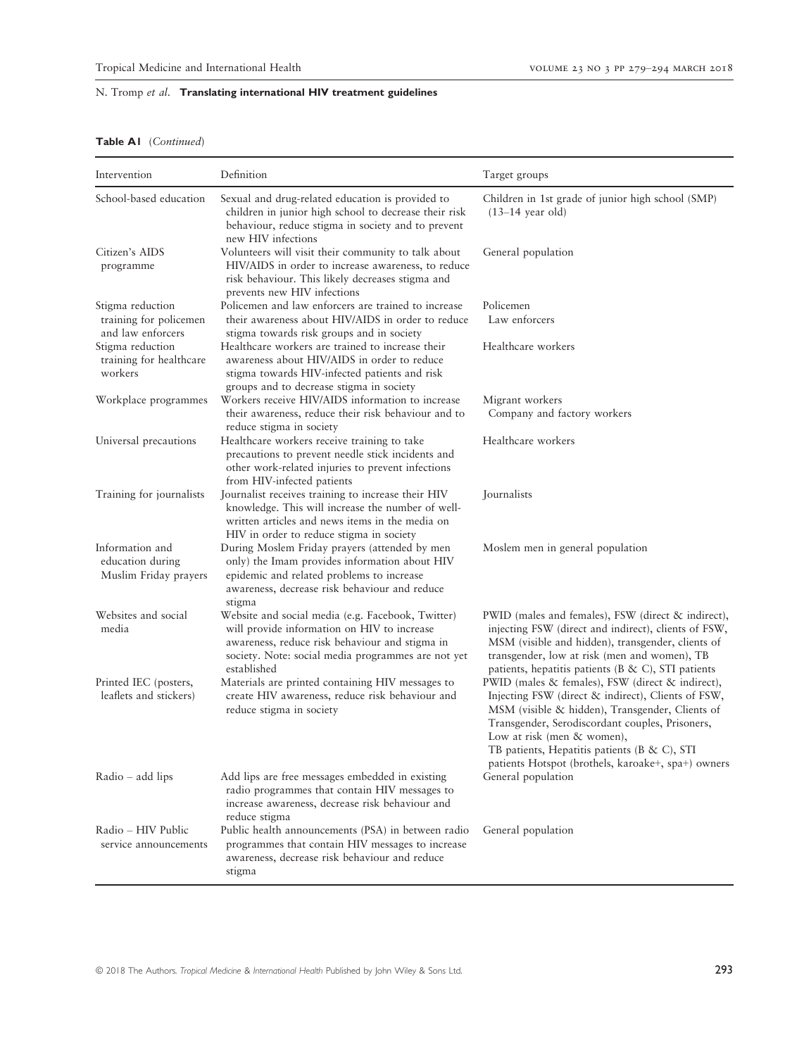**Table A1** (*Continued*)

| Intervention | Definition | Target groups |
|---|---|---|
| School-based education | Sexual and drug-related education is provided to children in junior high school to decrease their risk behaviour, reduce stigma in society and to prevent new HIV infections | Children in 1st grade of junior high school (SMP) (13–14 year old) |
| Citizen's AIDS programme | Volunteers will visit their community to talk about HIV/AIDS in order to increase awareness, to reduce risk behaviour. This likely decreases stigma and prevents new HIV infections | General population |
| Stigma reduction training for policemen and law enforcers | Policemen and law enforcers are trained to increase their awareness about HIV/AIDS in order to reduce stigma towards risk groups and in society | Policemen<br>Law enforcers |
| Stigma reduction training for healthcare workers | Healthcare workers are trained to increase their awareness about HIV/AIDS in order to reduce stigma towards HIV-infected patients and risk groups and to decrease stigma in society | Healthcare workers |
| Workplace programmes | Workers receive HIV/AIDS information to increase their awareness, reduce their risk behaviour and to reduce stigma in society | Migrant workers<br>Company and factory workers |
| Universal precautions | Healthcare workers receive training to take precautions to prevent needle stick incidents and other work-related injuries to prevent infections from HIV-infected patients | Healthcare workers |
| Training for journalists | Journalist receives training to increase their HIV knowledge. This will increase the number of well-written articles and news items in the media on HIV in order to reduce stigma in society | Journalists |
| Information and education during Muslim Friday prayers | During Moslem Friday prayers (attended by men only) the Imam provides information about HIV epidemic and related problems to increase awareness, decrease risk behaviour and reduce stigma | Moslem men in general population |
| Websites and social media | Website and social media (e.g. Facebook, Twitter) will provide information on HIV to increase awareness, reduce risk behaviour and stigma in society. Note: social media programmes are not yet established | PWID (males and females), FSW (direct & indirect), injecting FSW (direct and indirect), clients of FSW, MSM (visible and hidden), transgender, clients of transgender, low at risk (men and women), TB patients, hepatitis patients (B & C), STI patients |
| Printed IEC (posters, leaflets and stickers) | Materials are printed containing HIV messages to create HIV awareness, reduce risk behaviour and reduce stigma in society | PWID (males & females), FSW (direct & indirect), Injecting FSW (direct & indirect), Clients of FSW, MSM (visible & hidden), Transgender, Clients of Transgender, Serodiscordant couples, Prisoners, Low at risk (men & women),<br>TB patients, Hepatitis patients (B & C), STI patients Hotspot (brothels, karoake+, spa+) owners |
| Radio – add lips | Add lips are free messages embedded in existing radio programmes that contain HIV messages to increase awareness, decrease risk behaviour and reduce stigma | General population |
| Radio – HIV Public service announcements | Public health announcements (PSA) in between radio programmes that contain HIV messages to increase awareness, decrease risk behaviour and reduce stigma | General population |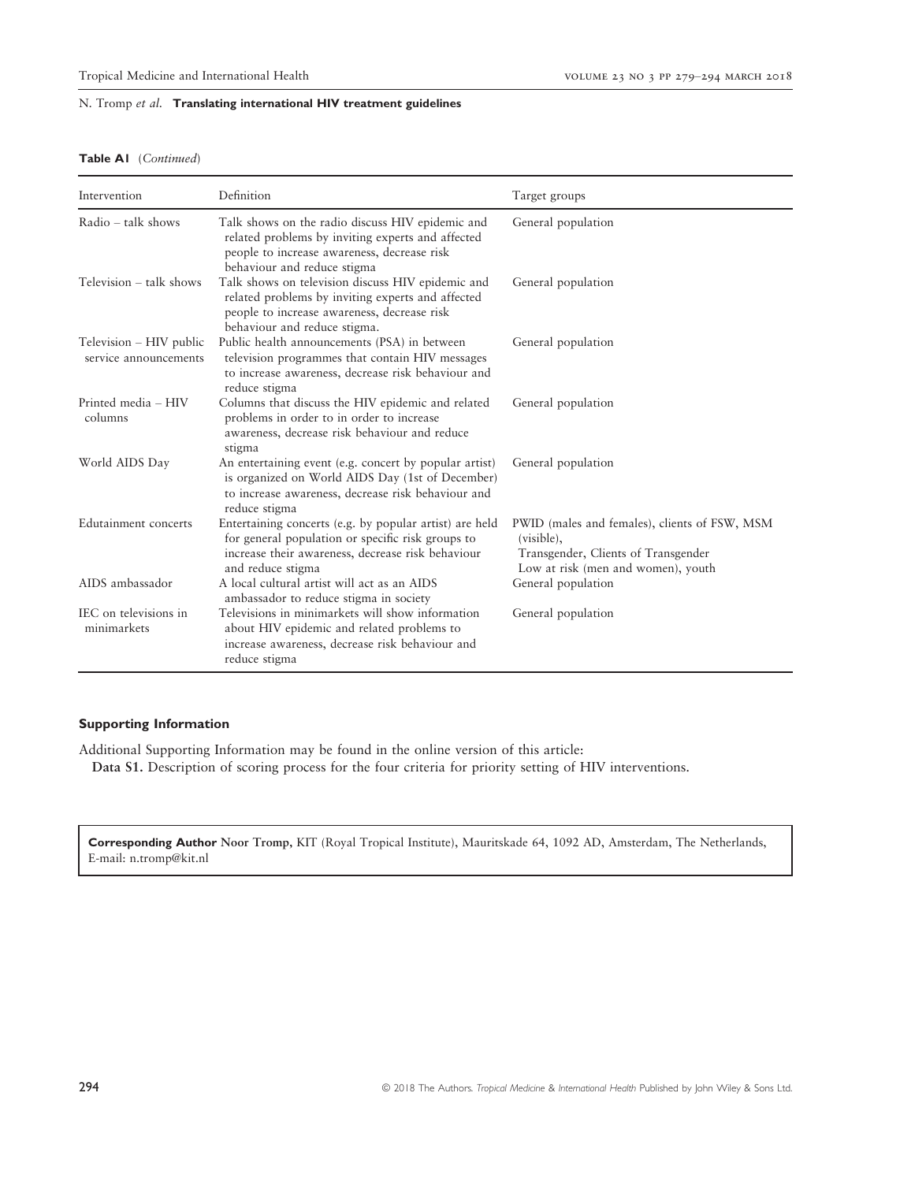**Table A1** (*Continued*)

| Intervention | Definition | Target groups |
|---|---|---|
| Radio – talk shows | Talk shows on the radio discuss HIV epidemic and related problems by inviting experts and affected people to increase awareness, decrease risk behaviour and reduce stigma | General population |
| Television – talk shows | Talk shows on television discuss HIV epidemic and related problems by inviting experts and affected people to increase awareness, decrease risk behaviour and reduce stigma. | General population |
| Television – HIV public service announcements | Public health announcements (PSA) in between television programmes that contain HIV messages to increase awareness, decrease risk behaviour and reduce stigma | General population |
| Printed media – HIV columns | Columns that discuss the HIV epidemic and related problems in order to in order to increase awareness, decrease risk behaviour and reduce stigma | General population |
| World AIDS Day | An entertaining event (e.g. concert by popular artist) is organized on World AIDS Day (1st of December) to increase awareness, decrease risk behaviour and reduce stigma | General population |
| Edutainment concerts | Entertaining concerts (e.g. by popular artist) are held for general population or specific risk groups to increase their awareness, decrease risk behaviour and reduce stigma | PWID (males and females), clients of FSW, MSM (visible), Transgender, Clients of Transgender Low at risk (men and women), youth |
| AIDS ambassador | A local cultural artist will act as an AIDS ambassador to reduce stigma in society | General population |
| IEC on televisions in minimarkets | Televisions in minimarkets will show information about HIV epidemic and related problems to increase awareness, decrease risk behaviour and reduce stigma | General population |

## Supporting Information

Additional Supporting Information may be found in the online version of this article:

**Data S1.** Description of scoring process for the four criteria for priority setting of HIV interventions.

**Corresponding Author** Noor Tromp, KIT (Royal Tropical Institute), Mauritskade 64, 1092 AD, Amsterdam, The Netherlands, E-mail: n.tromp@kit.nl